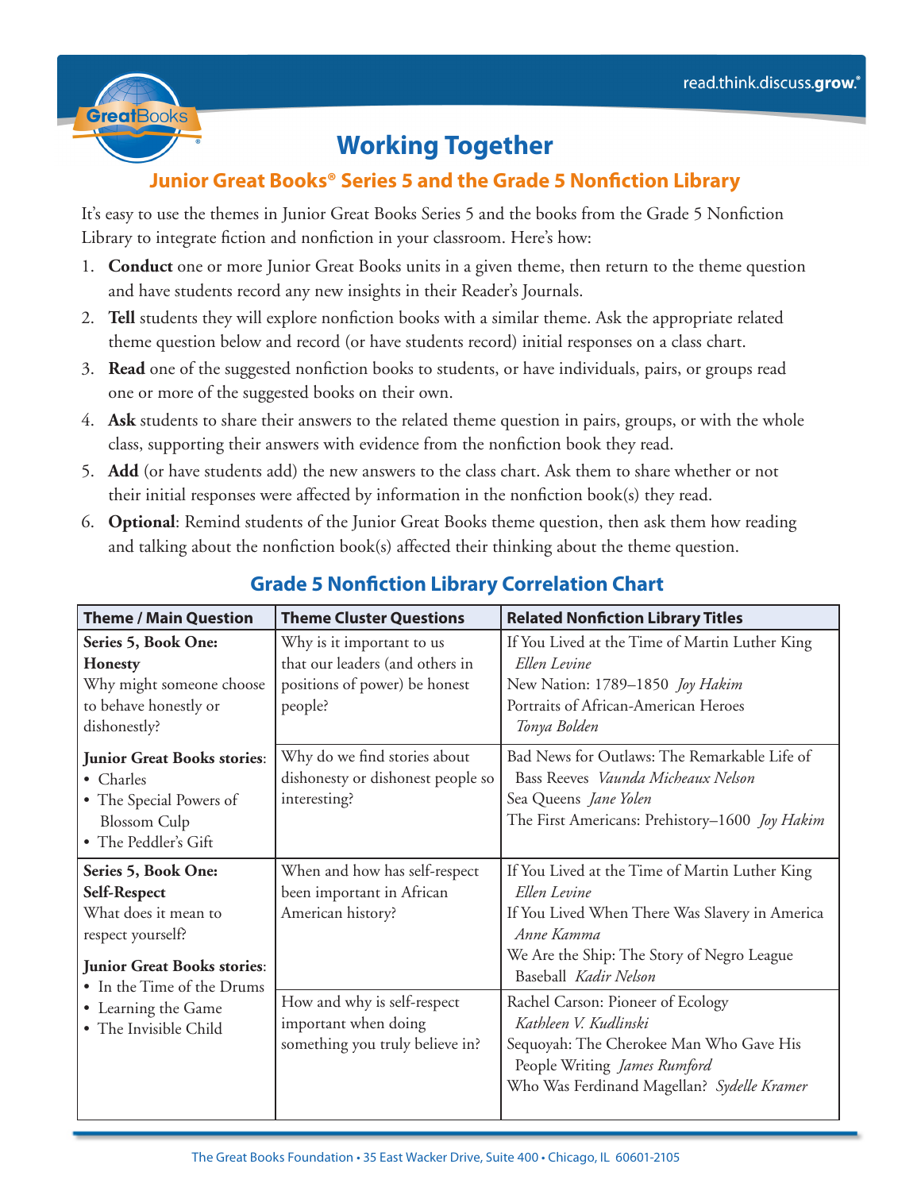# Working Together

## Junior Great Books® Series 5 and the Grade 5 Nonfiction Library

It's easy to use the themes in Junior Great Books Series 5 and the books from the Grade 5 Nonfiction Library to integrate fiction and nonfiction in your classroom. Here's how:

1. **Conduct** one or more Junior Great Books units in a given theme, then return to the theme question and have students record any new insights in their Reader's Journals.
2. **Tell** students they will explore nonfiction books with a similar theme. Ask the appropriate related theme question below and record (or have students record) initial responses on a class chart.
3. **Read** one of the suggested nonfiction books to students, or have individuals, pairs, or groups read one or more of the suggested books on their own.
4. **Ask** students to share their answers to the related theme question in pairs, groups, or with the whole class, supporting their answers with evidence from the nonfiction book they read.
5. **Add** (or have students add) the new answers to the class chart. Ask them to share whether or not their initial responses were affected by information in the nonfiction book(s) they read.
6. **Optional**: Remind students of the Junior Great Books theme question, then ask them how reading and talking about the nonfiction book(s) affected their thinking about the theme question.

## Grade 5 Nonfiction Library Correlation Chart

| Theme / Main Question | Theme Cluster Questions | Related Nonfiction Library Titles |
|---|---|---|
| **Series 5, Book One: Honesty**<br>Why might someone choose to behave honestly or dishonestly? | Why is it important to us that our leaders (and others in positions of power) be honest people? | If You Lived at the Time of Martin Luther King *Ellen Levine*<br>New Nation: 1789–1850 *Joy Hakim*<br>Portraits of African-American Heroes *Tonya Bolden* |
| **Junior Great Books stories**:<br>• Charles<br>• The Special Powers of Blossom Culp<br>• The Peddler's Gift | Why do we find stories about dishonesty or dishonest people so interesting? | Bad News for Outlaws: The Remarkable Life of Bass Reeves *Vaunda Micheaux Nelson*<br>Sea Queens *Jane Yolen*<br>The First Americans: Prehistory–1600 *Joy Hakim* |
| **Series 5, Book One: Self-Respect**<br>What does it mean to respect yourself? | When and how has self-respect been important in African American history? | If You Lived at the Time of Martin Luther King *Ellen Levine*<br>If You Lived When There Was Slavery in America *Anne Kamma*<br>We Are the Ship: The Story of Negro League Baseball *Kadir Nelson* |
| **Junior Great Books stories**:<br>• In the Time of the Drums<br>• Learning the Game<br>• The Invisible Child | How and why is self-respect important when doing something you truly believe in? | Rachel Carson: Pioneer of Ecology *Kathleen V. Kudlinski*<br>Sequoyah: The Cherokee Man Who Gave His People Writing *James Rumford*<br>Who Was Ferdinand Magellan? *Sydelle Kramer* |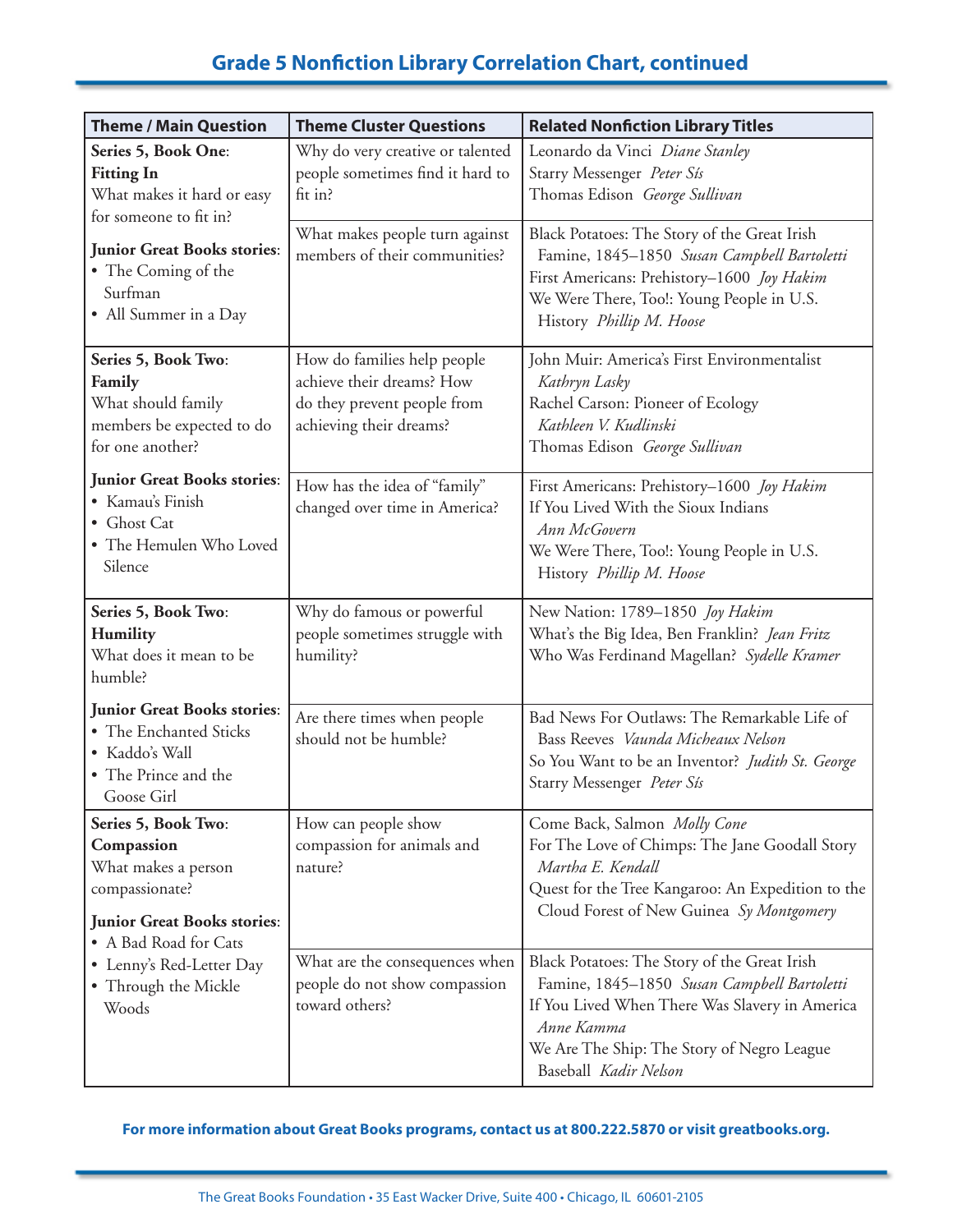## Grade 5 Nonfiction Library Correlation Chart, continued

| Theme / Main Question | Theme Cluster Questions | Related Nonfiction Library Titles |
|---|---|---|
| **Series 5, Book One**: **Fitting In** What makes it hard or easy for someone to fit in? **Junior Great Books stories**: • The Coming of the Surfman • All Summer in a Day | Why do very creative or talented people sometimes find it hard to fit in? | Leonardo da Vinci *Diane Stanley*<br>Starry Messenger *Peter Sís*<br>Thomas Edison *George Sullivan* |
| | What makes people turn against members of their communities? | Black Potatoes: The Story of the Great Irish Famine, 1845–1850 *Susan Campbell Bartoletti*<br>First Americans: Prehistory–1600 *Joy Hakim*<br>We Were There, Too!: Young People in U.S. History *Phillip M. Hoose* |
| **Series 5, Book Two**: **Family** What should family members be expected to do for one another? **Junior Great Books stories**: • Kamau's Finish • Ghost Cat • The Hemulen Who Loved Silence | How do families help people achieve their dreams? How do they prevent people from achieving their dreams? | John Muir: America's First Environmentalist *Kathryn Lasky*<br>Rachel Carson: Pioneer of Ecology *Kathleen V. Kudlinski*<br>Thomas Edison *George Sullivan* |
| | How has the idea of "family" changed over time in America? | First Americans: Prehistory–1600 *Joy Hakim*<br>If You Lived With the Sioux Indians *Ann McGovern*<br>We Were There, Too!: Young People in U.S. History *Phillip M. Hoose* |
| **Series 5, Book Two**: **Humility** What does it mean to be humble? **Junior Great Books stories**: • The Enchanted Sticks • Kaddo's Wall • The Prince and the Goose Girl | Why do famous or powerful people sometimes struggle with humility? | New Nation: 1789–1850 *Joy Hakim*<br>What's the Big Idea, Ben Franklin? *Jean Fritz*<br>Who Was Ferdinand Magellan? *Sydelle Kramer* |
| | Are there times when people should not be humble? | Bad News For Outlaws: The Remarkable Life of Bass Reeves *Vaunda Micheaux Nelson*<br>So You Want to be an Inventor? *Judith St. George*<br>Starry Messenger *Peter Sís* |
| **Series 5, Book Two**: **Compassion** What makes a person compassionate? **Junior Great Books stories**: • A Bad Road for Cats • Lenny's Red-Letter Day • Through the Mickle Woods | How can people show compassion for animals and nature? | Come Back, Salmon *Molly Cone*<br>For The Love of Chimps: The Jane Goodall Story *Martha E. Kendall*<br>Quest for the Tree Kangaroo: An Expedition to the Cloud Forest of New Guinea *Sy Montgomery* |
| | What are the consequences when people do not show compassion toward others? | Black Potatoes: The Story of the Great Irish Famine, 1845–1850 *Susan Campbell Bartoletti*<br>If You Lived When There Was Slavery in America *Anne Kamma*<br>We Are The Ship: The Story of Negro League Baseball *Kadir Nelson* |

**For more information about Great Books programs, contact us at 800.222.5870 or visit greatbooks.org.**

The Great Books Foundation • 35 East Wacker Drive, Suite 400 • Chicago, IL 60601-2105